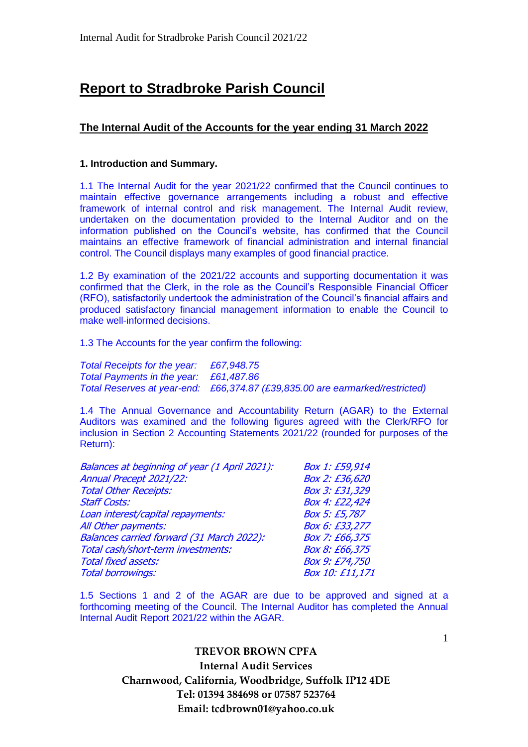# Report to Stradbroke Parish Council

## The Internal Audit of the Accounts for the year ending 31 March 2022

### 1. Introduction and Summary.

1.1 The Internal Audit for the year 2021/22 confirmed that the Council continues to maintain effective governance arrangements including a robust and effective framework of internal control and risk management. The Internal Audit review, undertaken on the documentation provided to the Internal Auditor and on the information published on the Council's website, has confirmed that the Council maintains an effective framework of financial administration and internal financial control. The Council displays many examples of good financial practice.

1.2 By examination of the 2021/22 accounts and supporting documentation it was confirmed that the Clerk, in the role as the Council's Responsible Financial Officer (RFO), satisfactorily undertook the administration of the Council's financial affairs and produced satisfactory financial management information to enable the Council to make well-informed decisions.

1.3 The Accounts for the year confirm the following:

*Total Receipts for the year: £67,948.75*
*Total Payments in the year: £61,487.86*
*Total Reserves at year-end: £66,374.87 (£39,835.00 are earmarked/restricted)*

1.4 The Annual Governance and Accountability Return (AGAR) to the External Auditors was examined and the following figures agreed with the Clerk/RFO for inclusion in Section 2 Accounting Statements 2021/22 (rounded for purposes of the Return):

| | |
|---|---|
| *Balances at beginning of year (1 April 2021):* | *Box 1: £59,914* |
| *Annual Precept 2021/22:* | *Box 2: £36,620* |
| *Total Other Receipts:* | *Box 3: £31,329* |
| *Staff Costs:* | *Box 4: £22,424* |
| *Loan interest/capital repayments:* | *Box 5: £5,787* |
| *All Other payments:* | *Box 6: £33,277* |
| *Balances carried forward (31 March 2022):* | *Box 7: £66,375* |
| *Total cash/short-term investments:* | *Box 8: £66,375* |
| *Total fixed assets:* | *Box 9: £74,750* |
| *Total borrowings:* | *Box 10: £11,171* |

1.5 Sections 1 and 2 of the AGAR are due to be approved and signed at a forthcoming meeting of the Council. The Internal Auditor has completed the Annual Internal Audit Report 2021/22 within the AGAR.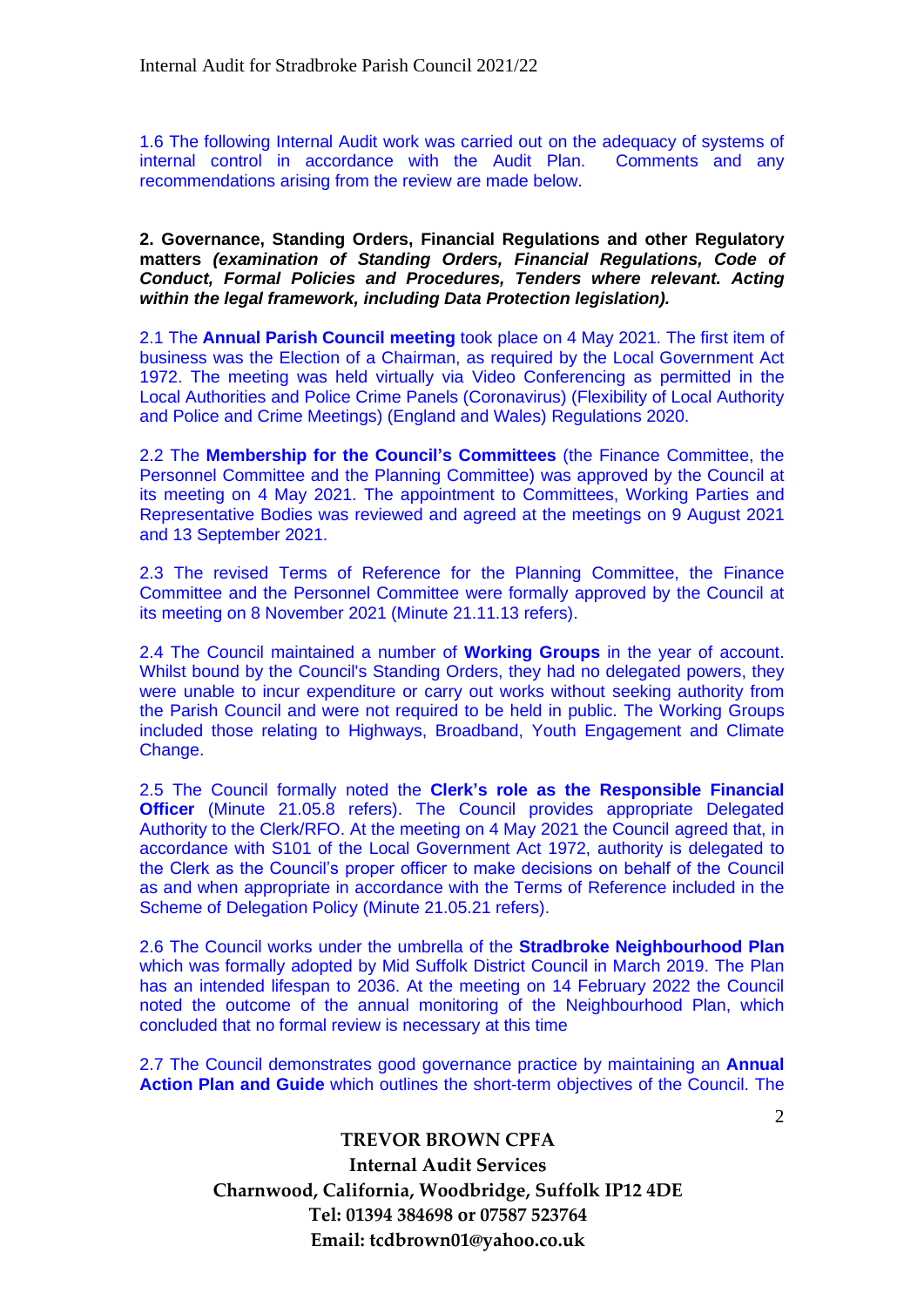1.6 The following Internal Audit work was carried out on the adequacy of systems of internal control in accordance with the Audit Plan. Comments and any recommendations arising from the review are made below.

**2. Governance, Standing Orders, Financial Regulations and other Regulatory matters *(examination of Standing Orders, Financial Regulations, Code of Conduct, Formal Policies and Procedures, Tenders where relevant. Acting within the legal framework, including Data Protection legislation).***

2.1 The **Annual Parish Council meeting** took place on 4 May 2021. The first item of business was the Election of a Chairman, as required by the Local Government Act 1972. The meeting was held virtually via Video Conferencing as permitted in the Local Authorities and Police Crime Panels (Coronavirus) (Flexibility of Local Authority and Police and Crime Meetings) (England and Wales) Regulations 2020.

2.2 The **Membership for the Council's Committees** (the Finance Committee, the Personnel Committee and the Planning Committee) was approved by the Council at its meeting on 4 May 2021. The appointment to Committees, Working Parties and Representative Bodies was reviewed and agreed at the meetings on 9 August 2021 and 13 September 2021.

2.3 The revised Terms of Reference for the Planning Committee, the Finance Committee and the Personnel Committee were formally approved by the Council at its meeting on 8 November 2021 (Minute 21.11.13 refers).

2.4 The Council maintained a number of **Working Groups** in the year of account. Whilst bound by the Council's Standing Orders, they had no delegated powers, they were unable to incur expenditure or carry out works without seeking authority from the Parish Council and were not required to be held in public. The Working Groups included those relating to Highways, Broadband, Youth Engagement and Climate Change.

2.5 The Council formally noted the **Clerk's role as the Responsible Financial Officer** (Minute 21.05.8 refers). The Council provides appropriate Delegated Authority to the Clerk/RFO. At the meeting on 4 May 2021 the Council agreed that, in accordance with S101 of the Local Government Act 1972, authority is delegated to the Clerk as the Council's proper officer to make decisions on behalf of the Council as and when appropriate in accordance with the Terms of Reference included in the Scheme of Delegation Policy (Minute 21.05.21 refers).

2.6 The Council works under the umbrella of the **Stradbroke Neighbourhood Plan** which was formally adopted by Mid Suffolk District Council in March 2019. The Plan has an intended lifespan to 2036. At the meeting on 14 February 2022 the Council noted the outcome of the annual monitoring of the Neighbourhood Plan, which concluded that no formal review is necessary at this time

2.7 The Council demonstrates good governance practice by maintaining an **Annual Action Plan and Guide** which outlines the short-term objectives of the Council. The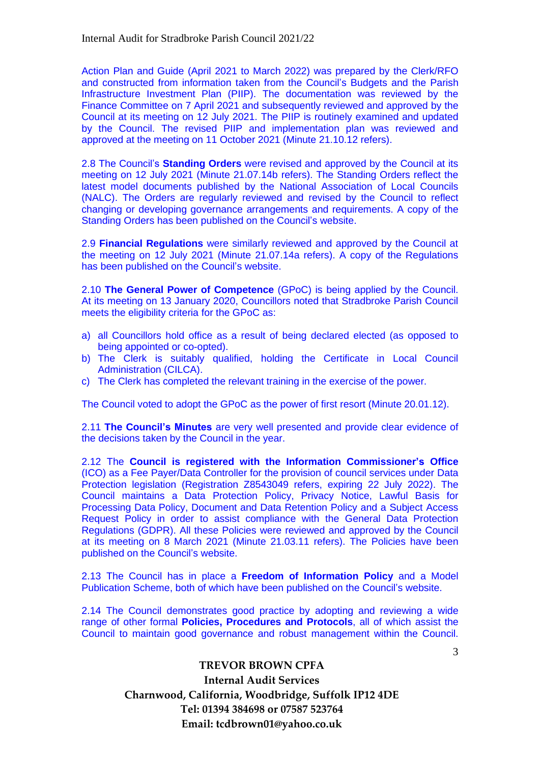Action Plan and Guide (April 2021 to March 2022) was prepared by the Clerk/RFO and constructed from information taken from the Council's Budgets and the Parish Infrastructure Investment Plan (PIIP). The documentation was reviewed by the Finance Committee on 7 April 2021 and subsequently reviewed and approved by the Council at its meeting on 12 July 2021. The PIIP is routinely examined and updated by the Council. The revised PIIP and implementation plan was reviewed and approved at the meeting on 11 October 2021 (Minute 21.10.12 refers).

2.8 The Council's **Standing Orders** were revised and approved by the Council at its meeting on 12 July 2021 (Minute 21.07.14b refers). The Standing Orders reflect the latest model documents published by the National Association of Local Councils (NALC). The Orders are regularly reviewed and revised by the Council to reflect changing or developing governance arrangements and requirements. A copy of the Standing Orders has been published on the Council's website.

2.9 **Financial Regulations** were similarly reviewed and approved by the Council at the meeting on 12 July 2021 (Minute 21.07.14a refers). A copy of the Regulations has been published on the Council's website.

2.10 **The General Power of Competence** (GPoC) is being applied by the Council. At its meeting on 13 January 2020, Councillors noted that Stradbroke Parish Council meets the eligibility criteria for the GPoC as:

a) all Councillors hold office as a result of being declared elected (as opposed to being appointed or co-opted).
b) The Clerk is suitably qualified, holding the Certificate in Local Council Administration (CILCA).
c) The Clerk has completed the relevant training in the exercise of the power.

The Council voted to adopt the GPoC as the power of first resort (Minute 20.01.12).

2.11 **The Council's Minutes** are very well presented and provide clear evidence of the decisions taken by the Council in the year.

2.12 The **Council is registered with the Information Commissioner's Office** (ICO) as a Fee Payer/Data Controller for the provision of council services under Data Protection legislation (Registration Z8543049 refers, expiring 22 July 2022). The Council maintains a Data Protection Policy, Privacy Notice, Lawful Basis for Processing Data Policy, Document and Data Retention Policy and a Subject Access Request Policy in order to assist compliance with the General Data Protection Regulations (GDPR). All these Policies were reviewed and approved by the Council at its meeting on 8 March 2021 (Minute 21.03.11 refers). The Policies have been published on the Council's website.

2.13 The Council has in place a **Freedom of Information Policy** and a Model Publication Scheme, both of which have been published on the Council's website.

2.14 The Council demonstrates good practice by adopting and reviewing a wide range of other formal **Policies, Procedures and Protocols**, all of which assist the Council to maintain good governance and robust management within the Council.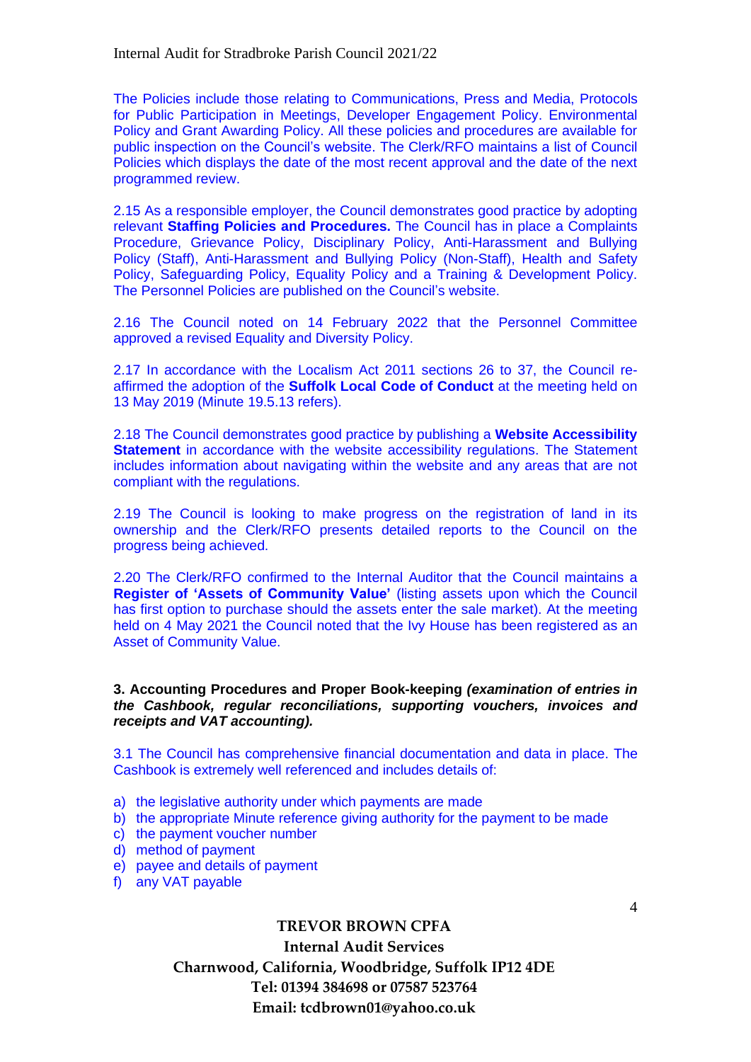The Policies include those relating to Communications, Press and Media, Protocols for Public Participation in Meetings, Developer Engagement Policy. Environmental Policy and Grant Awarding Policy. All these policies and procedures are available for public inspection on the Council's website. The Clerk/RFO maintains a list of Council Policies which displays the date of the most recent approval and the date of the next programmed review.

2.15 As a responsible employer, the Council demonstrates good practice by adopting relevant **Staffing Policies and Procedures.** The Council has in place a Complaints Procedure, Grievance Policy, Disciplinary Policy, Anti-Harassment and Bullying Policy (Staff), Anti-Harassment and Bullying Policy (Non-Staff), Health and Safety Policy, Safeguarding Policy, Equality Policy and a Training & Development Policy. The Personnel Policies are published on the Council's website.

2.16 The Council noted on 14 February 2022 that the Personnel Committee approved a revised Equality and Diversity Policy.

2.17 In accordance with the Localism Act 2011 sections 26 to 37, the Council re-affirmed the adoption of the **Suffolk Local Code of Conduct** at the meeting held on 13 May 2019 (Minute 19.5.13 refers).

2.18 The Council demonstrates good practice by publishing a **Website Accessibility Statement** in accordance with the website accessibility regulations. The Statement includes information about navigating within the website and any areas that are not compliant with the regulations.

2.19 The Council is looking to make progress on the registration of land in its ownership and the Clerk/RFO presents detailed reports to the Council on the progress being achieved.

2.20 The Clerk/RFO confirmed to the Internal Auditor that the Council maintains a **Register of 'Assets of Community Value'** (listing assets upon which the Council has first option to purchase should the assets enter the sale market). At the meeting held on 4 May 2021 the Council noted that the Ivy House has been registered as an Asset of Community Value.

**3. Accounting Procedures and Proper Book-keeping** ***(examination of entries in the Cashbook, regular reconciliations, supporting vouchers, invoices and receipts and VAT accounting).***

3.1 The Council has comprehensive financial documentation and data in place. The Cashbook is extremely well referenced and includes details of:

a) the legislative authority under which payments are made
b) the appropriate Minute reference giving authority for the payment to be made
c) the payment voucher number
d) method of payment
e) payee and details of payment
f) any VAT payable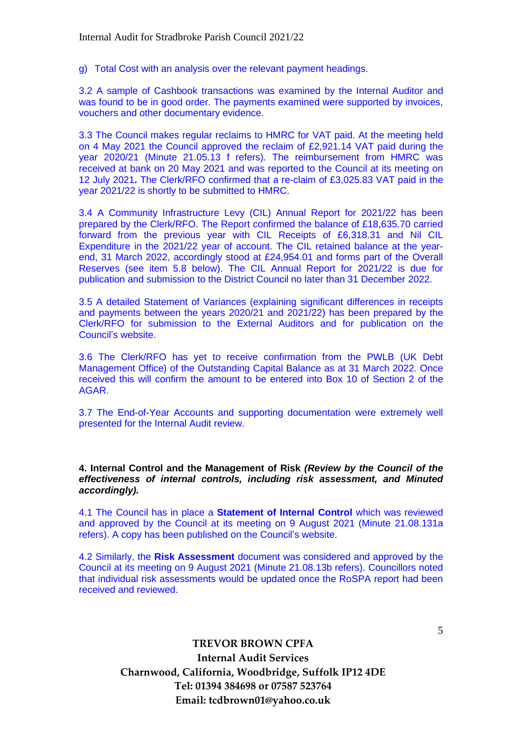g) Total Cost with an analysis over the relevant payment headings.

3.2 A sample of Cashbook transactions was examined by the Internal Auditor and was found to be in good order. The payments examined were supported by invoices, vouchers and other documentary evidence.

3.3 The Council makes regular reclaims to HMRC for VAT paid. At the meeting held on 4 May 2021 the Council approved the reclaim of £2,921.14 VAT paid during the year 2020/21 (Minute 21.05.13 f refers). The reimbursement from HMRC was received at bank on 20 May 2021 and was reported to the Council at its meeting on 12 July 2021**.** The Clerk/RFO confirmed that a re-claim of £3,025.83 VAT paid in the year 2021/22 is shortly to be submitted to HMRC.

3.4 A Community Infrastructure Levy (CIL) Annual Report for 2021/22 has been prepared by the Clerk/RFO. The Report confirmed the balance of £18,635.70 carried forward from the previous year with CIL Receipts of £6,318.31 and Nil CIL Expenditure in the 2021/22 year of account. The CIL retained balance at the year-end, 31 March 2022, accordingly stood at £24,954.01 and forms part of the Overall Reserves (see item 5.8 below). The CIL Annual Report for 2021/22 is due for publication and submission to the District Council no later than 31 December 2022.

3.5 A detailed Statement of Variances (explaining significant differences in receipts and payments between the years 2020/21 and 2021/22) has been prepared by the Clerk/RFO for submission to the External Auditors and for publication on the Council's website.

3.6 The Clerk/RFO has yet to receive confirmation from the PWLB (UK Debt Management Office) of the Outstanding Capital Balance as at 31 March 2022. Once received this will confirm the amount to be entered into Box 10 of Section 2 of the AGAR.

3.7 The End-of-Year Accounts and supporting documentation were extremely well presented for the Internal Audit review.

**4. Internal Control and the Management of Risk** ***(Review by the Council of the effectiveness of internal controls, including risk assessment, and Minuted accordingly).***

4.1 The Council has in place a **Statement of Internal Control** which was reviewed and approved by the Council at its meeting on 9 August 2021 (Minute 21.08.131a refers). A copy has been published on the Council's website.

4.2 Similarly, the **Risk Assessment** document was considered and approved by the Council at its meeting on 9 August 2021 (Minute 21.08.13b refers). Councillors noted that individual risk assessments would be updated once the RoSPA report had been received and reviewed.

**TREVOR BROWN CPFA**
**Internal Audit Services**
**Charnwood, California, Woodbridge, Suffolk IP12 4DE**
**Tel: 01394 384698 or 07587 523764**
**Email: tcdbrown01@yahoo.co.uk**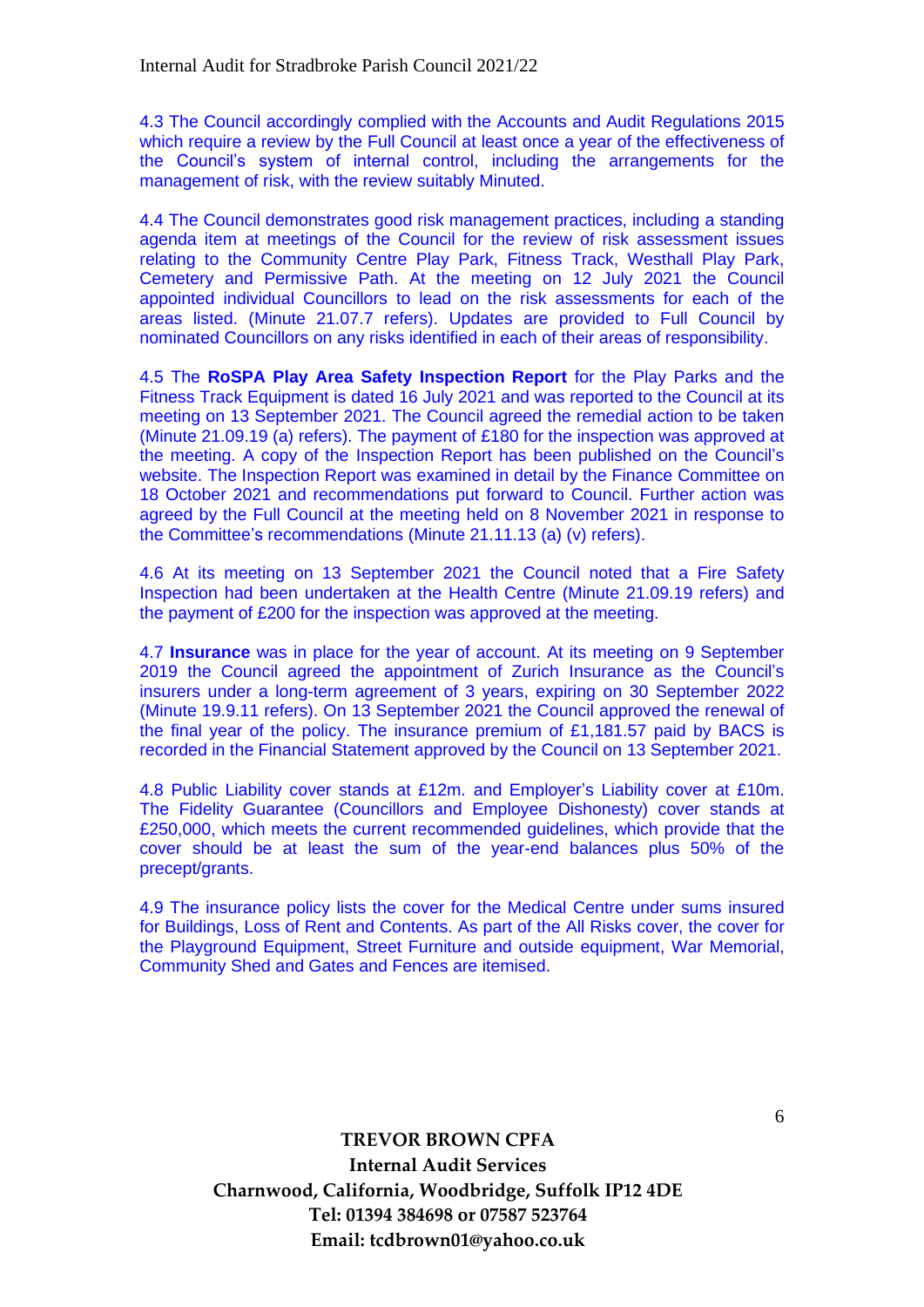4.3 The Council accordingly complied with the Accounts and Audit Regulations 2015 which require a review by the Full Council at least once a year of the effectiveness of the Council's system of internal control, including the arrangements for the management of risk, with the review suitably Minuted.

4.4 The Council demonstrates good risk management practices, including a standing agenda item at meetings of the Council for the review of risk assessment issues relating to the Community Centre Play Park, Fitness Track, Westhall Play Park, Cemetery and Permissive Path. At the meeting on 12 July 2021 the Council appointed individual Councillors to lead on the risk assessments for each of the areas listed. (Minute 21.07.7 refers). Updates are provided to Full Council by nominated Councillors on any risks identified in each of their areas of responsibility.

4.5 The **RoSPA Play Area Safety Inspection Report** for the Play Parks and the Fitness Track Equipment is dated 16 July 2021 and was reported to the Council at its meeting on 13 September 2021. The Council agreed the remedial action to be taken (Minute 21.09.19 (a) refers). The payment of £180 for the inspection was approved at the meeting. A copy of the Inspection Report has been published on the Council's website. The Inspection Report was examined in detail by the Finance Committee on 18 October 2021 and recommendations put forward to Council. Further action was agreed by the Full Council at the meeting held on 8 November 2021 in response to the Committee's recommendations (Minute 21.11.13 (a) (v) refers).

4.6 At its meeting on 13 September 2021 the Council noted that a Fire Safety Inspection had been undertaken at the Health Centre (Minute 21.09.19 refers) and the payment of £200 for the inspection was approved at the meeting.

4.7 **Insurance** was in place for the year of account. At its meeting on 9 September 2019 the Council agreed the appointment of Zurich Insurance as the Council's insurers under a long-term agreement of 3 years, expiring on 30 September 2022 (Minute 19.9.11 refers). On 13 September 2021 the Council approved the renewal of the final year of the policy. The insurance premium of £1,181.57 paid by BACS is recorded in the Financial Statement approved by the Council on 13 September 2021.

4.8 Public Liability cover stands at £12m. and Employer's Liability cover at £10m. The Fidelity Guarantee (Councillors and Employee Dishonesty) cover stands at £250,000, which meets the current recommended guidelines, which provide that the cover should be at least the sum of the year-end balances plus 50% of the precept/grants.

4.9 The insurance policy lists the cover for the Medical Centre under sums insured for Buildings, Loss of Rent and Contents. As part of the All Risks cover, the cover for the Playground Equipment, Street Furniture and outside equipment, War Memorial, Community Shed and Gates and Fences are itemised.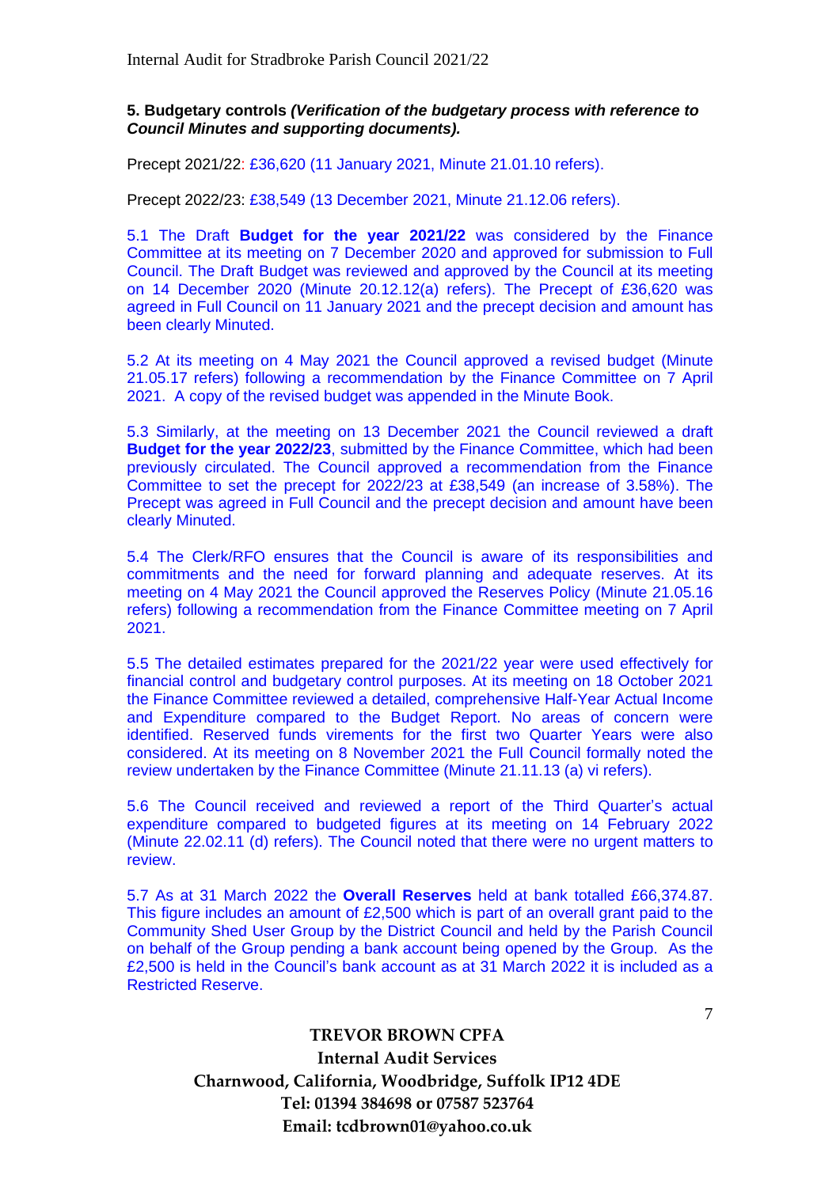**5. Budgetary controls** ***(Verification of the budgetary process with reference to Council Minutes and supporting documents).***

Precept 2021/22: £36,620 (11 January 2021, Minute 21.01.10 refers).

Precept 2022/23: £38,549 (13 December 2021, Minute 21.12.06 refers).

5.1 The Draft **Budget for the year 2021/22** was considered by the Finance Committee at its meeting on 7 December 2020 and approved for submission to Full Council. The Draft Budget was reviewed and approved by the Council at its meeting on 14 December 2020 (Minute 20.12.12(a) refers). The Precept of £36,620 was agreed in Full Council on 11 January 2021 and the precept decision and amount has been clearly Minuted.

5.2 At its meeting on 4 May 2021 the Council approved a revised budget (Minute 21.05.17 refers) following a recommendation by the Finance Committee on 7 April 2021. A copy of the revised budget was appended in the Minute Book.

5.3 Similarly, at the meeting on 13 December 2021 the Council reviewed a draft **Budget for the year 2022/23**, submitted by the Finance Committee, which had been previously circulated. The Council approved a recommendation from the Finance Committee to set the precept for 2022/23 at £38,549 (an increase of 3.58%). The Precept was agreed in Full Council and the precept decision and amount have been clearly Minuted.

5.4 The Clerk/RFO ensures that the Council is aware of its responsibilities and commitments and the need for forward planning and adequate reserves. At its meeting on 4 May 2021 the Council approved the Reserves Policy (Minute 21.05.16 refers) following a recommendation from the Finance Committee meeting on 7 April 2021.

5.5 The detailed estimates prepared for the 2021/22 year were used effectively for financial control and budgetary control purposes. At its meeting on 18 October 2021 the Finance Committee reviewed a detailed, comprehensive Half-Year Actual Income and Expenditure compared to the Budget Report. No areas of concern were identified. Reserved funds virements for the first two Quarter Years were also considered. At its meeting on 8 November 2021 the Full Council formally noted the review undertaken by the Finance Committee (Minute 21.11.13 (a) vi refers).

5.6 The Council received and reviewed a report of the Third Quarter's actual expenditure compared to budgeted figures at its meeting on 14 February 2022 (Minute 22.02.11 (d) refers). The Council noted that there were no urgent matters to review.

5.7 As at 31 March 2022 the **Overall Reserves** held at bank totalled £66,374.87. This figure includes an amount of £2,500 which is part of an overall grant paid to the Community Shed User Group by the District Council and held by the Parish Council on behalf of the Group pending a bank account being opened by the Group. As the £2,500 is held in the Council's bank account as at 31 March 2022 it is included as a Restricted Reserve.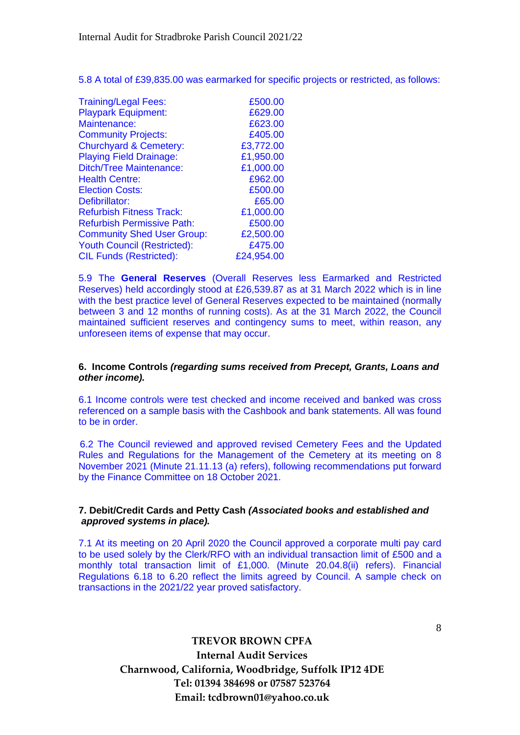5.8 A total of £39,835.00 was earmarked for specific projects or restricted, as follows:

| | |
|---|---|
| Training/Legal Fees: | £500.00 |
| Playpark Equipment: | £629.00 |
| Maintenance: | £623.00 |
| Community Projects: | £405.00 |
| Churchyard & Cemetery: | £3,772.00 |
| Playing Field Drainage: | £1,950.00 |
| Ditch/Tree Maintenance: | £1,000.00 |
| Health Centre: | £962.00 |
| Election Costs: | £500.00 |
| Defibrillator: | £65.00 |
| Refurbish Fitness Track: | £1,000.00 |
| Refurbish Permissive Path: | £500.00 |
| Community Shed User Group: | £2,500.00 |
| Youth Council (Restricted): | £475.00 |
| CIL Funds (Restricted): | £24,954.00 |

5.9 The **General Reserves** (Overall Reserves less Earmarked and Restricted Reserves) held accordingly stood at £26,539.87 as at 31 March 2022 which is in line with the best practice level of General Reserves expected to be maintained (normally between 3 and 12 months of running costs). As at the 31 March 2022, the Council maintained sufficient reserves and contingency sums to meet, within reason, any unforeseen items of expense that may occur.

**6. Income Controls *(regarding sums received from Precept, Grants, Loans and other income).***

6.1 Income controls were test checked and income received and banked was cross referenced on a sample basis with the Cashbook and bank statements. All was found to be in order.

6.2 The Council reviewed and approved revised Cemetery Fees and the Updated Rules and Regulations for the Management of the Cemetery at its meeting on 8 November 2021 (Minute 21.11.13 (a) refers), following recommendations put forward by the Finance Committee on 18 October 2021.

**7. Debit/Credit Cards and Petty Cash *(Associated books and established and approved systems in place).***

7.1 At its meeting on 20 April 2020 the Council approved a corporate multi pay card to be used solely by the Clerk/RFO with an individual transaction limit of £500 and a monthly total transaction limit of £1,000. (Minute 20.04.8(ii) refers). Financial Regulations 6.18 to 6.20 reflect the limits agreed by Council. A sample check on transactions in the 2021/22 year proved satisfactory.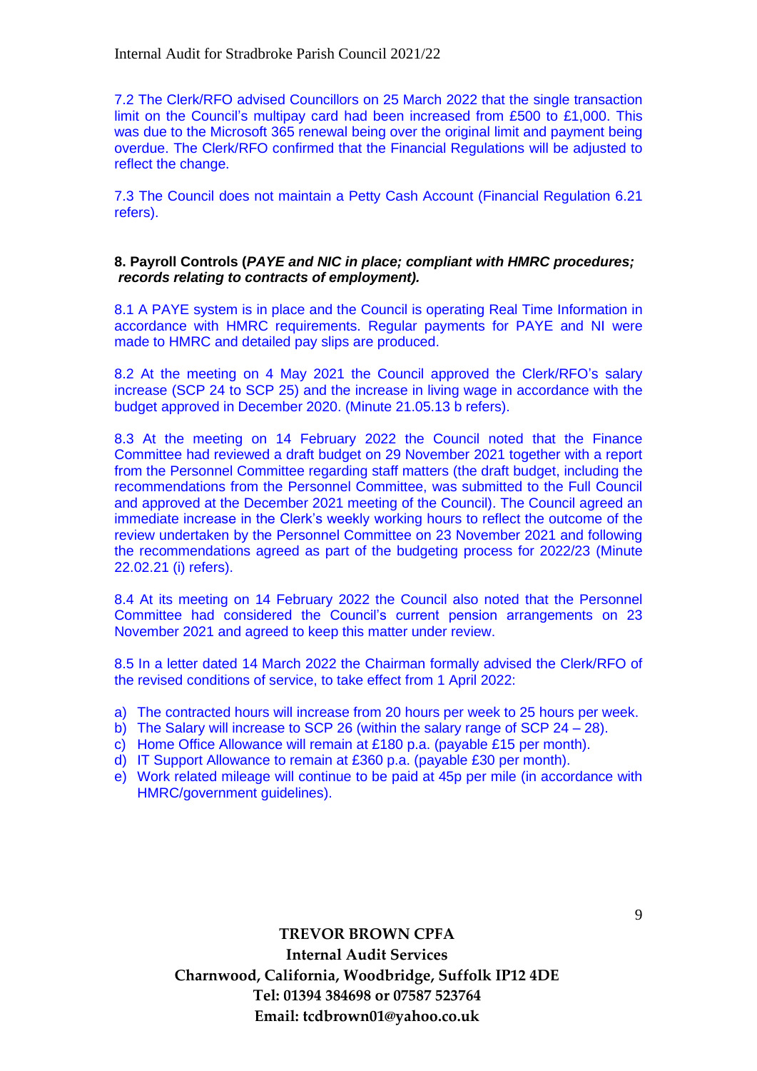7.2 The Clerk/RFO advised Councillors on 25 March 2022 that the single transaction limit on the Council's multipay card had been increased from £500 to £1,000. This was due to the Microsoft 365 renewal being over the original limit and payment being overdue. The Clerk/RFO confirmed that the Financial Regulations will be adjusted to reflect the change.

7.3 The Council does not maintain a Petty Cash Account (Financial Regulation 6.21 refers).

**8. Payroll Controls (*PAYE and NIC in place; compliant with HMRC procedures; records relating to contracts of employment).***

8.1 A PAYE system is in place and the Council is operating Real Time Information in accordance with HMRC requirements. Regular payments for PAYE and NI were made to HMRC and detailed pay slips are produced.

8.2 At the meeting on 4 May 2021 the Council approved the Clerk/RFO's salary increase (SCP 24 to SCP 25) and the increase in living wage in accordance with the budget approved in December 2020. (Minute 21.05.13 b refers).

8.3 At the meeting on 14 February 2022 the Council noted that the Finance Committee had reviewed a draft budget on 29 November 2021 together with a report from the Personnel Committee regarding staff matters (the draft budget, including the recommendations from the Personnel Committee, was submitted to the Full Council and approved at the December 2021 meeting of the Council). The Council agreed an immediate increase in the Clerk's weekly working hours to reflect the outcome of the review undertaken by the Personnel Committee on 23 November 2021 and following the recommendations agreed as part of the budgeting process for 2022/23 (Minute 22.02.21 (i) refers).

8.4 At its meeting on 14 February 2022 the Council also noted that the Personnel Committee had considered the Council's current pension arrangements on 23 November 2021 and agreed to keep this matter under review.

8.5 In a letter dated 14 March 2022 the Chairman formally advised the Clerk/RFO of the revised conditions of service, to take effect from 1 April 2022:

a) The contracted hours will increase from 20 hours per week to 25 hours per week.
b) The Salary will increase to SCP 26 (within the salary range of SCP 24 – 28).
c) Home Office Allowance will remain at £180 p.a. (payable £15 per month).
d) IT Support Allowance to remain at £360 p.a. (payable £30 per month).
e) Work related mileage will continue to be paid at 45p per mile (in accordance with HMRC/government guidelines).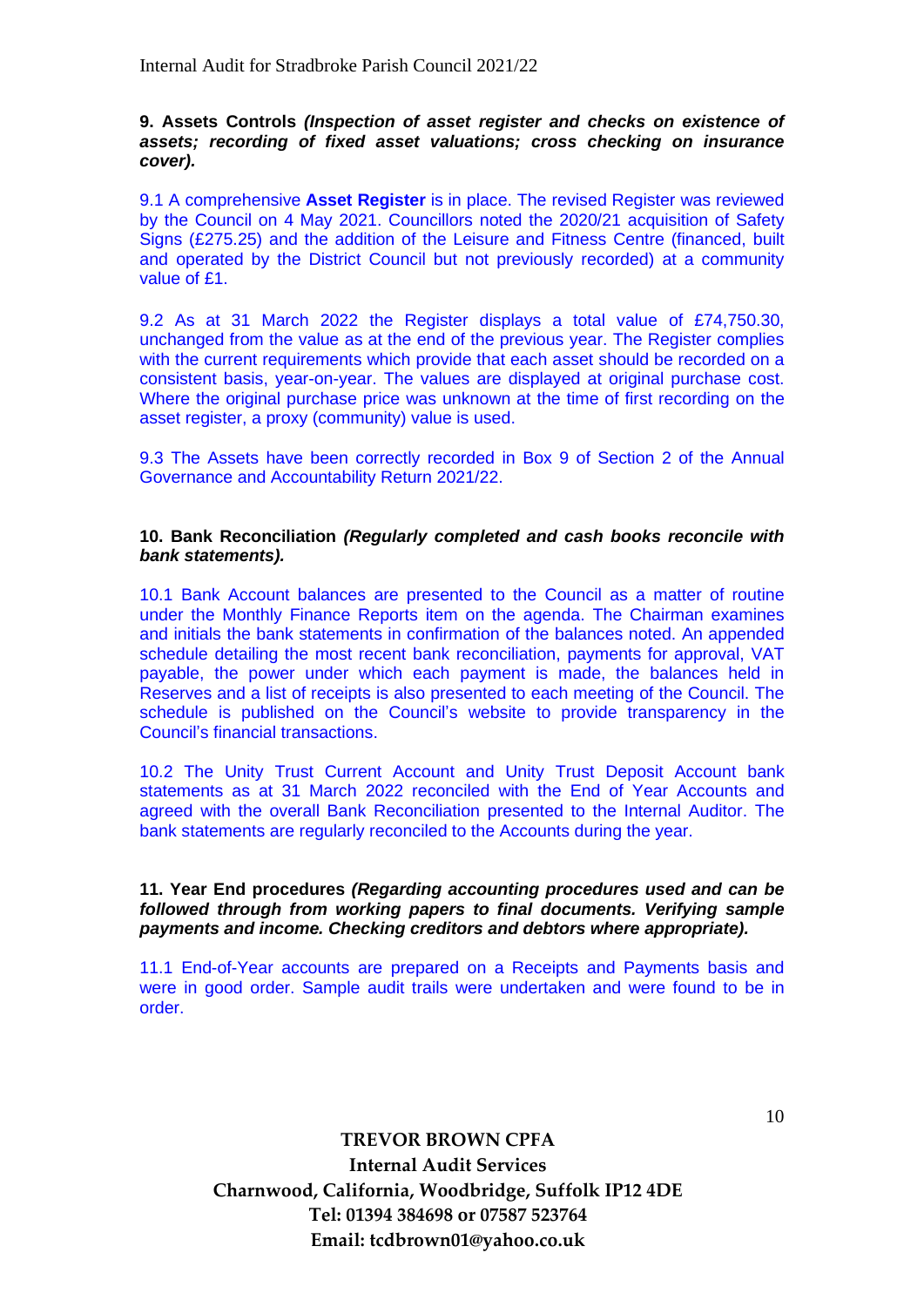**9. Assets Controls *(Inspection of asset register and checks on existence of assets; recording of fixed asset valuations; cross checking on insurance cover).***

9.1 A comprehensive **Asset Register** is in place. The revised Register was reviewed by the Council on 4 May 2021. Councillors noted the 2020/21 acquisition of Safety Signs (£275.25) and the addition of the Leisure and Fitness Centre (financed, built and operated by the District Council but not previously recorded) at a community value of £1.

9.2 As at 31 March 2022 the Register displays a total value of £74,750.30, unchanged from the value as at the end of the previous year. The Register complies with the current requirements which provide that each asset should be recorded on a consistent basis, year-on-year. The values are displayed at original purchase cost. Where the original purchase price was unknown at the time of first recording on the asset register, a proxy (community) value is used.

9.3 The Assets have been correctly recorded in Box 9 of Section 2 of the Annual Governance and Accountability Return 2021/22.

**10. Bank Reconciliation *(Regularly completed and cash books reconcile with bank statements).***

10.1 Bank Account balances are presented to the Council as a matter of routine under the Monthly Finance Reports item on the agenda. The Chairman examines and initials the bank statements in confirmation of the balances noted. An appended schedule detailing the most recent bank reconciliation, payments for approval, VAT payable, the power under which each payment is made, the balances held in Reserves and a list of receipts is also presented to each meeting of the Council. The schedule is published on the Council's website to provide transparency in the Council's financial transactions.

10.2 The Unity Trust Current Account and Unity Trust Deposit Account bank statements as at 31 March 2022 reconciled with the End of Year Accounts and agreed with the overall Bank Reconciliation presented to the Internal Auditor. The bank statements are regularly reconciled to the Accounts during the year.

**11. Year End procedures *(Regarding accounting procedures used and can be followed through from working papers to final documents. Verifying sample payments and income. Checking creditors and debtors where appropriate).***

11.1 End-of-Year accounts are prepared on a Receipts and Payments basis and were in good order. Sample audit trails were undertaken and were found to be in order.

**TREVOR BROWN CPFA**
**Internal Audit Services**
**Charnwood, California, Woodbridge, Suffolk IP12 4DE**
**Tel: 01394 384698 or 07587 523764**
**Email: tcdbrown01@yahoo.co.uk**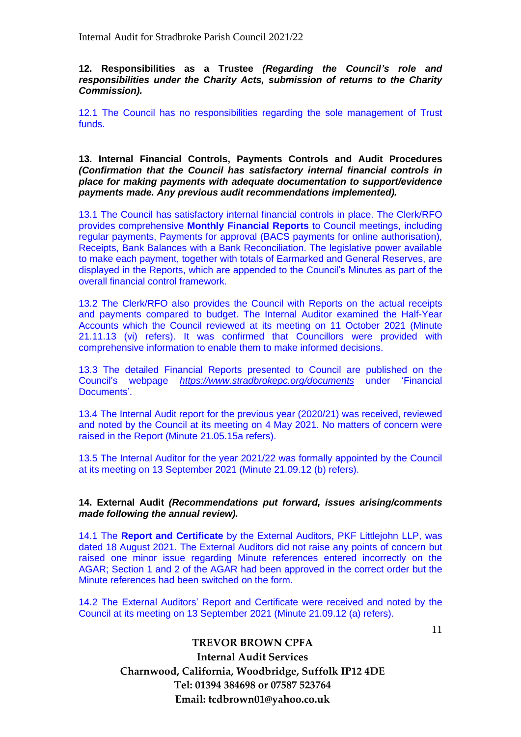**12. Responsibilities as a Trustee** ***(Regarding the Council's role and responsibilities under the Charity Acts, submission of returns to the Charity Commission).***

12.1 The Council has no responsibilities regarding the sole management of Trust funds.

**13. Internal Financial Controls, Payments Controls and Audit Procedures** ***(Confirmation that the Council has satisfactory internal financial controls in place for making payments with adequate documentation to support/evidence payments made. Any previous audit recommendations implemented).***

13.1 The Council has satisfactory internal financial controls in place. The Clerk/RFO provides comprehensive **Monthly Financial Reports** to Council meetings, including regular payments, Payments for approval (BACS payments for online authorisation), Receipts, Bank Balances with a Bank Reconciliation. The legislative power available to make each payment, together with totals of Earmarked and General Reserves, are displayed in the Reports, which are appended to the Council's Minutes as part of the overall financial control framework.

13.2 The Clerk/RFO also provides the Council with Reports on the actual receipts and payments compared to budget. The Internal Auditor examined the Half-Year Accounts which the Council reviewed at its meeting on 11 October 2021 (Minute 21.11.13 (vi) refers). It was confirmed that Councillors were provided with comprehensive information to enable them to make informed decisions.

13.3 The detailed Financial Reports presented to Council are published on the Council's webpage *https://www.stradbrokepc.org/documents* under 'Financial Documents'.

13.4 The Internal Audit report for the previous year (2020/21) was received, reviewed and noted by the Council at its meeting on 4 May 2021. No matters of concern were raised in the Report (Minute 21.05.15a refers).

13.5 The Internal Auditor for the year 2021/22 was formally appointed by the Council at its meeting on 13 September 2021 (Minute 21.09.12 (b) refers).

**14. External Audit** ***(Recommendations put forward, issues arising/comments made following the annual review).***

14.1 The **Report and Certificate** by the External Auditors, PKF Littlejohn LLP, was dated 18 August 2021. The External Auditors did not raise any points of concern but raised one minor issue regarding Minute references entered incorrectly on the AGAR; Section 1 and 2 of the AGAR had been approved in the correct order but the Minute references had been switched on the form.

14.2 The External Auditors' Report and Certificate were received and noted by the Council at its meeting on 13 September 2021 (Minute 21.09.12 (a) refers).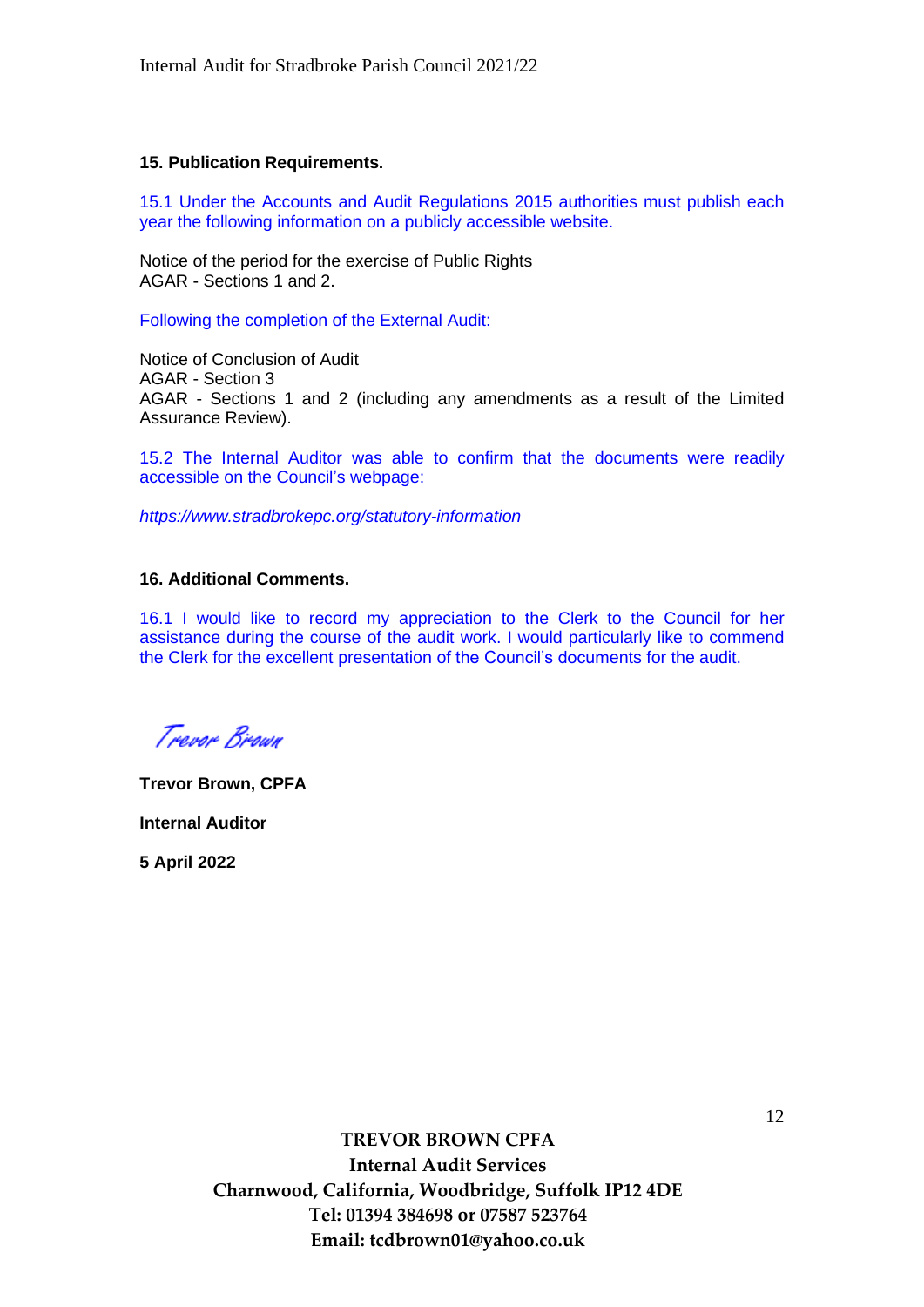## 15. Publication Requirements.

15.1 Under the Accounts and Audit Regulations 2015 authorities must publish each year the following information on a publicly accessible website.

Notice of the period for the exercise of Public Rights
AGAR - Sections 1 and 2.

Following the completion of the External Audit:

Notice of Conclusion of Audit
AGAR - Section 3
AGAR - Sections 1 and 2 (including any amendments as a result of the Limited Assurance Review).

15.2 The Internal Auditor was able to confirm that the documents were readily accessible on the Council's webpage:

*https://www.stradbrokepc.org/statutory-information*

## 16. Additional Comments.

16.1 I would like to record my appreciation to the Clerk to the Council for her assistance during the course of the audit work. I would particularly like to commend the Clerk for the excellent presentation of the Council's documents for the audit.

*Trevor Brown*

**Trevor Brown, CPFA**

**Internal Auditor**

**5 April 2022**

**TREVOR BROWN CPFA**
**Internal Audit Services**
**Charnwood, California, Woodbridge, Suffolk IP12 4DE**
**Tel: 01394 384698 or 07587 523764**
**Email: tcdbrown01@yahoo.co.uk**